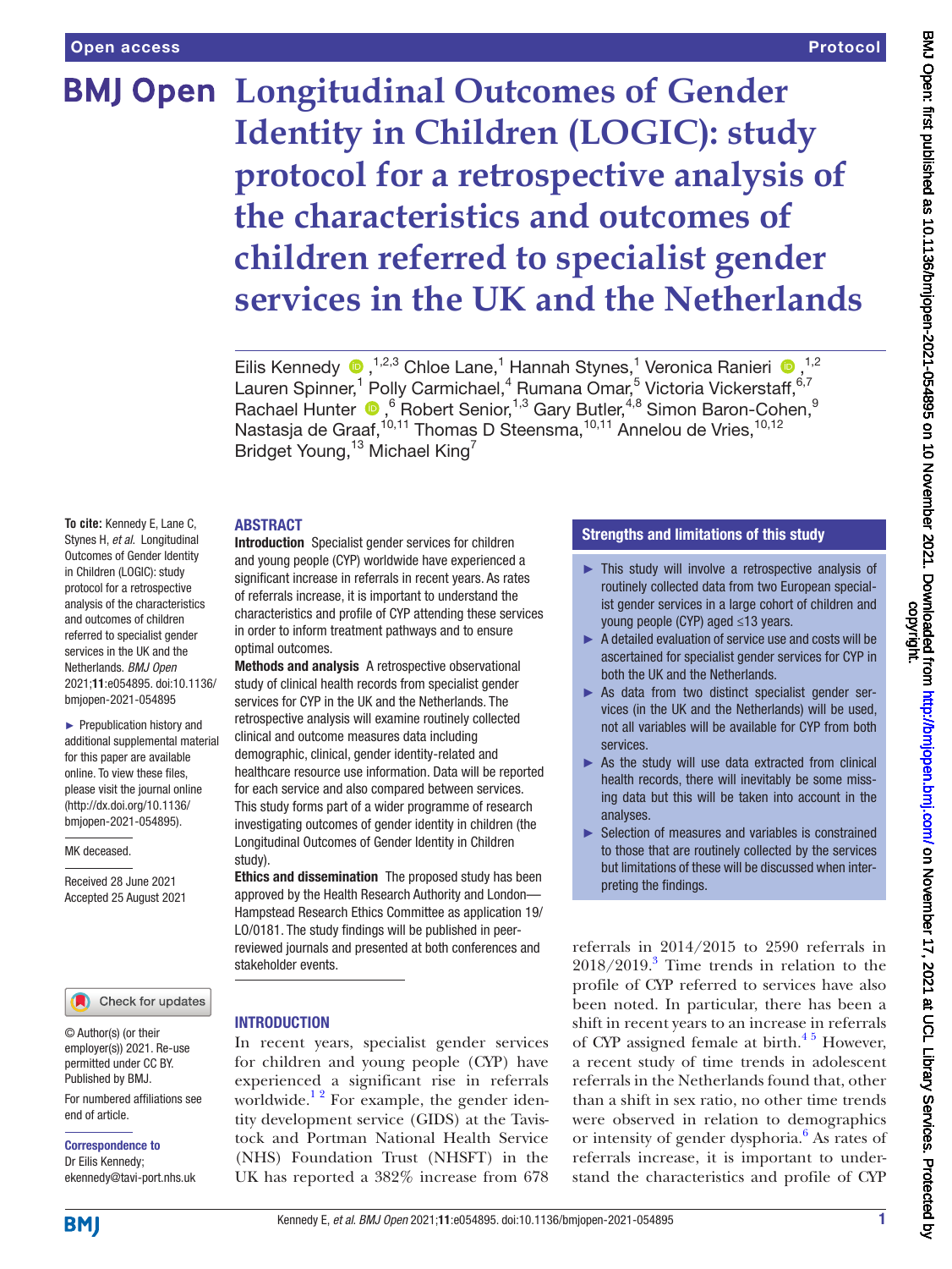Open access | Protocol

# Longitudinal Outcomes of Gender Identity in Children (LOGIC): study protocol for a retrospective analysis of the characteristics and outcomes of children referred to specialist gender services in the UK and the Netherlands

Eilis Kennedy [1,2,3], Chloe Lane,[1] Hannah Stynes,[1] Veronica Ranieri [1,2], Lauren Spinner,[1] Polly Carmichael,[4] Rumana Omar,[5] Victoria Vickerstaff,[6,7] Rachael Hunter [6], Robert Senior,[1,3] Gary Butler,[4,8] Simon Baron-Cohen,[9] Nastasja de Graaf,[10,11] Thomas D Steensma,[10,11] Annelou de Vries,[10,12] Bridget Young,[13] Michael King[7]

To cite: Kennedy E, Lane C, Stynes H, *et al*. Longitudinal Outcomes of Gender Identity in Children (LOGIC): study protocol for a retrospective analysis of the characteristics and outcomes of children referred to specialist gender services in the UK and the Netherlands. *BMJ Open* 2021;**11**:e054895. doi:10.1136/bmjopen-2021-054895

► Prepublication history and additional supplemental material for this paper are available online. To view these files, please visit the journal online (http://dx.doi.org/10.1136/bmjopen-2021-054895).

MK deceased.

Received 28 June 2021
Accepted 25 August 2021

© Author(s) (or their employer(s)) 2021. Re-use permitted under CC BY. Published by BMJ.

For numbered affiliations see end of article.

**Correspondence to**
Dr Eilis Kennedy;
ekennedy@tavi-port.nhs.uk

## ABSTRACT

**Introduction** Specialist gender services for children and young people (CYP) worldwide have experienced a significant increase in referrals in recent years. As rates of referrals increase, it is important to understand the characteristics and profile of CYP attending these services in order to inform treatment pathways and to ensure optimal outcomes.

**Methods and analysis** A retrospective observational study of clinical health records from specialist gender services for CYP in the UK and the Netherlands. The retrospective analysis will examine routinely collected clinical and outcome measures data including demographic, clinical, gender identity-related and healthcare resource use information. Data will be reported for each service and also compared between services. This study forms part of a wider programme of research investigating outcomes of gender identity in children (the Longitudinal Outcomes of Gender Identity in Children study).

**Ethics and dissemination** The proposed study has been approved by the Health Research Authority and London—Hampstead Research Ethics Committee as application 19/LO/0181. The study findings will be published in peer-reviewed journals and presented at both conferences and stakeholder events.

## Strengths and limitations of this study

- This study will involve a retrospective analysis of routinely collected data from two European specialist gender services in a large cohort of children and young people (CYP) aged ≤13 years.
- A detailed evaluation of service use and costs will be ascertained for specialist gender services for CYP in both the UK and the Netherlands.
- As data from two distinct specialist gender services (in the UK and the Netherlands) will be used, not all variables will be available for CYP from both services.
- As the study will use data extracted from clinical health records, there will inevitably be some missing data but this will be taken into account in the analyses.
- Selection of measures and variables is constrained to those that are routinely collected by the services but limitations of these will be discussed when interpreting the findings.

## INTRODUCTION

In recent years, specialist gender services for children and young people (CYP) have experienced a significant rise in referrals worldwide.[1,2] For example, the gender identity development service (GIDS) at the Tavistock and Portman National Health Service (NHS) Foundation Trust (NHSFT) in the UK has reported a 382% increase from 678 referrals in 2014/2015 to 2590 referrals in 2018/2019.[3] Time trends in relation to the profile of CYP referred to services have also been noted. In particular, there has been a shift in recent years to an increase in referrals of CYP assigned female at birth.[4,5] However, a recent study of time trends in adolescent referrals in the Netherlands found that, other than a shift in sex ratio, no other time trends were observed in relation to demographics or intensity of gender dysphoria.[6] As rates of referrals increase, it is important to understand the characteristics and profile of CYP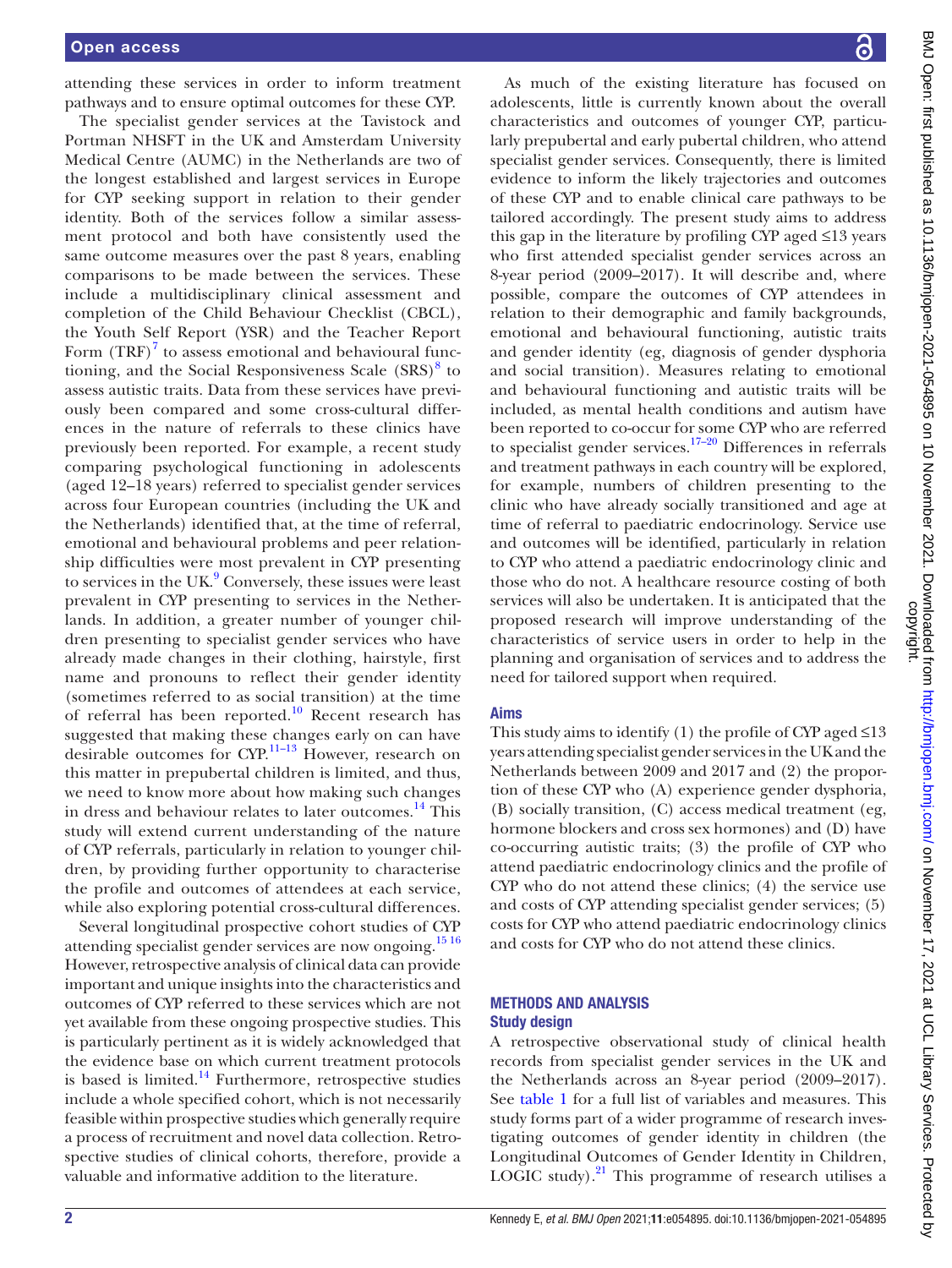attending these services in order to inform treatment pathways and to ensure optimal outcomes for these CYP.

The specialist gender services at the Tavistock and Portman NHSFT in the UK and Amsterdam University Medical Centre (AUMC) in the Netherlands are two of the longest established and largest services in Europe for CYP seeking support in relation to their gender identity. Both of the services follow a similar assessment protocol and both have consistently used the same outcome measures over the past 8 years, enabling comparisons to be made between the services. These include a multidisciplinary clinical assessment and completion of the Child Behaviour Checklist (CBCL), the Youth Self Report (YSR) and the Teacher Report Form (TRF)[7] to assess emotional and behavioural functioning, and the Social Responsiveness Scale (SRS)[8] to assess autistic traits. Data from these services have previously been compared and some cross-cultural differences in the nature of referrals to these clinics have previously been reported. For example, a recent study comparing psychological functioning in adolescents (aged 12–18 years) referred to specialist gender services across four European countries (including the UK and the Netherlands) identified that, at the time of referral, emotional and behavioural problems and peer relationship difficulties were most prevalent in CYP presenting to services in the UK.[9] Conversely, these issues were least prevalent in CYP presenting to services in the Netherlands. In addition, a greater number of younger children presenting to specialist gender services who have already made changes in their clothing, hairstyle, first name and pronouns to reflect their gender identity (sometimes referred to as social transition) at the time of referral has been reported.[10] Recent research has suggested that making these changes early on can have desirable outcomes for CYP.[11–13] However, research on this matter in prepubertal children is limited, and thus, we need to know more about how making such changes in dress and behaviour relates to later outcomes.[14] This study will extend current understanding of the nature of CYP referrals, particularly in relation to younger children, by providing further opportunity to characterise the profile and outcomes of attendees at each service, while also exploring potential cross-cultural differences.

Several longitudinal prospective cohort studies of CYP attending specialist gender services are now ongoing.[15 16] However, retrospective analysis of clinical data can provide important and unique insights into the characteristics and outcomes of CYP referred to these services which are not yet available from these ongoing prospective studies. This is particularly pertinent as it is widely acknowledged that the evidence base on which current treatment protocols is based is limited.[14] Furthermore, retrospective studies include a whole specified cohort, which is not necessarily feasible within prospective studies which generally require a process of recruitment and novel data collection. Retrospective studies of clinical cohorts, therefore, provide a valuable and informative addition to the literature.

As much of the existing literature has focused on adolescents, little is currently known about the overall characteristics and outcomes of younger CYP, particularly prepubertal and early pubertal children, who attend specialist gender services. Consequently, there is limited evidence to inform the likely trajectories and outcomes of these CYP and to enable clinical care pathways to be tailored accordingly. The present study aims to address this gap in the literature by profiling CYP aged ≤13 years who first attended specialist gender services across an 8-year period (2009–2017). It will describe and, where possible, compare the outcomes of CYP attendees in relation to their demographic and family backgrounds, emotional and behavioural functioning, autistic traits and gender identity (eg, diagnosis of gender dysphoria and social transition). Measures relating to emotional and behavioural functioning and autistic traits will be included, as mental health conditions and autism have been reported to co-occur for some CYP who are referred to specialist gender services.[17–20] Differences in referrals and treatment pathways in each country will be explored, for example, numbers of children presenting to the clinic who have already socially transitioned and age at time of referral to paediatric endocrinology. Service use and outcomes will be identified, particularly in relation to CYP who attend a paediatric endocrinology clinic and those who do not. A healthcare resource costing of both services will also be undertaken. It is anticipated that the proposed research will improve understanding of the characteristics of service users in order to help in the planning and organisation of services and to address the need for tailored support when required.

## Aims

This study aims to identify (1) the profile of CYP aged ≤13 years attending specialist gender services in the UK and the Netherlands between 2009 and 2017 and (2) the proportion of these CYP who (A) experience gender dysphoria, (B) socially transition, (C) access medical treatment (eg, hormone blockers and cross sex hormones) and (D) have co-occurring autistic traits; (3) the profile of CYP who attend paediatric endocrinology clinics and the profile of CYP who do not attend these clinics; (4) the service use and costs of CYP attending specialist gender services; (5) costs for CYP who attend paediatric endocrinology clinics and costs for CYP who do not attend these clinics.

## METHODS AND ANALYSIS

### Study design

A retrospective observational study of clinical health records from specialist gender services in the UK and the Netherlands across an 8-year period (2009–2017). See table 1 for a full list of variables and measures. This study forms part of a wider programme of research investigating outcomes of gender identity in children (the Longitudinal Outcomes of Gender Identity in Children, LOGIC study).[21] This programme of research utilises a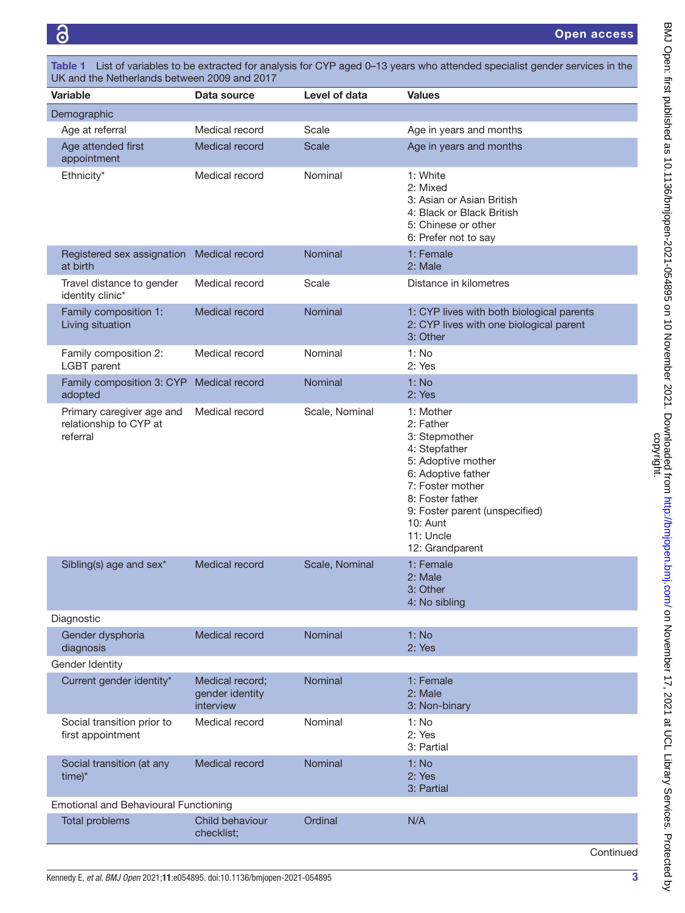**Table 1** List of variables to be extracted for analysis for CYP aged 0–13 years who attended specialist gender services in the UK and the Netherlands between 2009 and 2017

| Variable | Data source | Level of data | Values |
|---|---|---|---|
| Demographic | | | |
| Age at referral | Medical record | Scale | Age in years and months |
| Age attended first appointment | Medical record | Scale | Age in years and months |
| Ethnicity* | Medical record | Nominal | 1: White<br>2: Mixed<br>3: Asian or Asian British<br>4: Black or Black British<br>5: Chinese or other<br>6: Prefer not to say |
| Registered sex assignation at birth | Medical record | Nominal | 1: Female<br>2: Male |
| Travel distance to gender identity clinic* | Medical record | Scale | Distance in kilometres |
| Family composition 1: Living situation | Medical record | Nominal | 1: CYP lives with both biological parents<br>2: CYP lives with one biological parent<br>3: Other |
| Family composition 2: LGBT parent | Medical record | Nominal | 1: No<br>2: Yes |
| Family composition 3: CYP adopted | Medical record | Nominal | 1: No<br>2: Yes |
| Primary caregiver age and relationship to CYP at referral | Medical record | Scale, Nominal | 1: Mother<br>2: Father<br>3: Stepmother<br>4: Stepfather<br>5: Adoptive mother<br>6: Adoptive father<br>7: Foster mother<br>8: Foster father<br>9: Foster parent (unspecified)<br>10: Aunt<br>11: Uncle<br>12: Grandparent |
| Sibling(s) age and sex* | Medical record | Scale, Nominal | 1: Female<br>2: Male<br>3: Other<br>4: No sibling |
| Diagnostic | | | |
| Gender dysphoria diagnosis | Medical record | Nominal | 1: No<br>2: Yes |
| Gender Identity | | | |
| Current gender identity* | Medical record; gender identity interview | Nominal | 1: Female<br>2: Male<br>3: Non-binary |
| Social transition prior to first appointment | Medical record | Nominal | 1: No<br>2: Yes<br>3: Partial |
| Social transition (at any time)* | Medical record | Nominal | 1: No<br>2: Yes<br>3: Partial |
| Emotional and Behavioural Functioning | | | |
| Total problems | Child behaviour checklist; | Ordinal | N/A |

Continued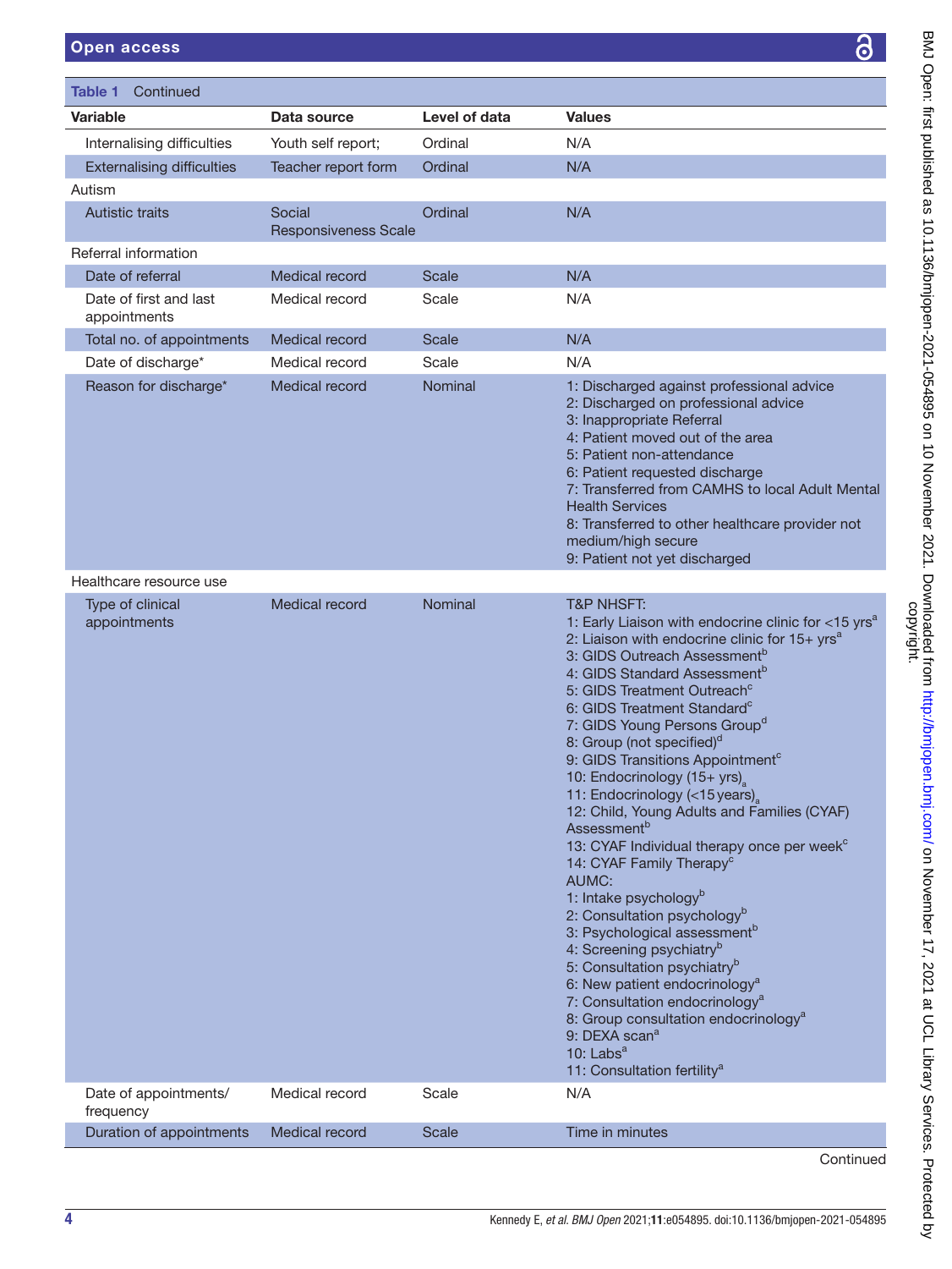**Table 1** Continued

| Variable | Data source | Level of data | Values |
|---|---|---|---|
| Internalising difficulties | Youth self report; | Ordinal | N/A |
| Externalising difficulties | Teacher report form | Ordinal | N/A |
| Autism | | | |
| Autistic traits | Social Responsiveness Scale | Ordinal | N/A |
| Referral information | | | |
| Date of referral | Medical record | Scale | N/A |
| Date of first and last appointments | Medical record | Scale | N/A |
| Total no. of appointments | Medical record | Scale | N/A |
| Date of discharge* | Medical record | Scale | N/A |
| Reason for discharge* | Medical record | Nominal | 1: Discharged against professional advice<br>2: Discharged on professional advice<br>3: Inappropriate Referral<br>4: Patient moved out of the area<br>5: Patient non-attendance<br>6: Patient requested discharge<br>7: Transferred from CAMHS to local Adult Mental Health Services<br>8: Transferred to other healthcare provider not medium/high secure<br>9: Patient not yet discharged |
| Healthcare resource use | | | |
| Type of clinical appointments | Medical record | Nominal | T&P NHSFT:<br>1: Early Liaison with endocrine clinic for <15 yrs[a]<br>2: Liaison with endocrine clinic for 15+ yrs[a]<br>3: GIDS Outreach Assessment[b]<br>4: GIDS Standard Assessment[b]<br>5: GIDS Treatment Outreach[c]<br>6: GIDS Treatment Standard[c]<br>7: GIDS Young Persons Group[d]<br>8: Group (not specified)[d]<br>9: GIDS Transitions Appointment[c]<br>10: Endocrinology (15+ yrs)[a]<br>11: Endocrinology (<15 years)[a]<br>12: Child, Young Adults and Families (CYAF) Assessment[b]<br>13: CYAF Individual therapy once per week[c]<br>14: CYAF Family Therapy[c]<br>AUMC:<br>1: Intake psychology[b]<br>2: Consultation psychology[b]<br>3: Psychological assessment[b]<br>4: Screening psychiatry[b]<br>5: Consultation psychiatry[b]<br>6: New patient endocrinology[a]<br>7: Consultation endocrinology[a]<br>8: Group consultation endocrinology[a]<br>9: DEXA scan[a]<br>10: Labs[a]<br>11: Consultation fertility[a] |
| Date of appointments/ frequency | Medical record | Scale | N/A |
| Duration of appointments | Medical record | Scale | Time in minutes |

Continued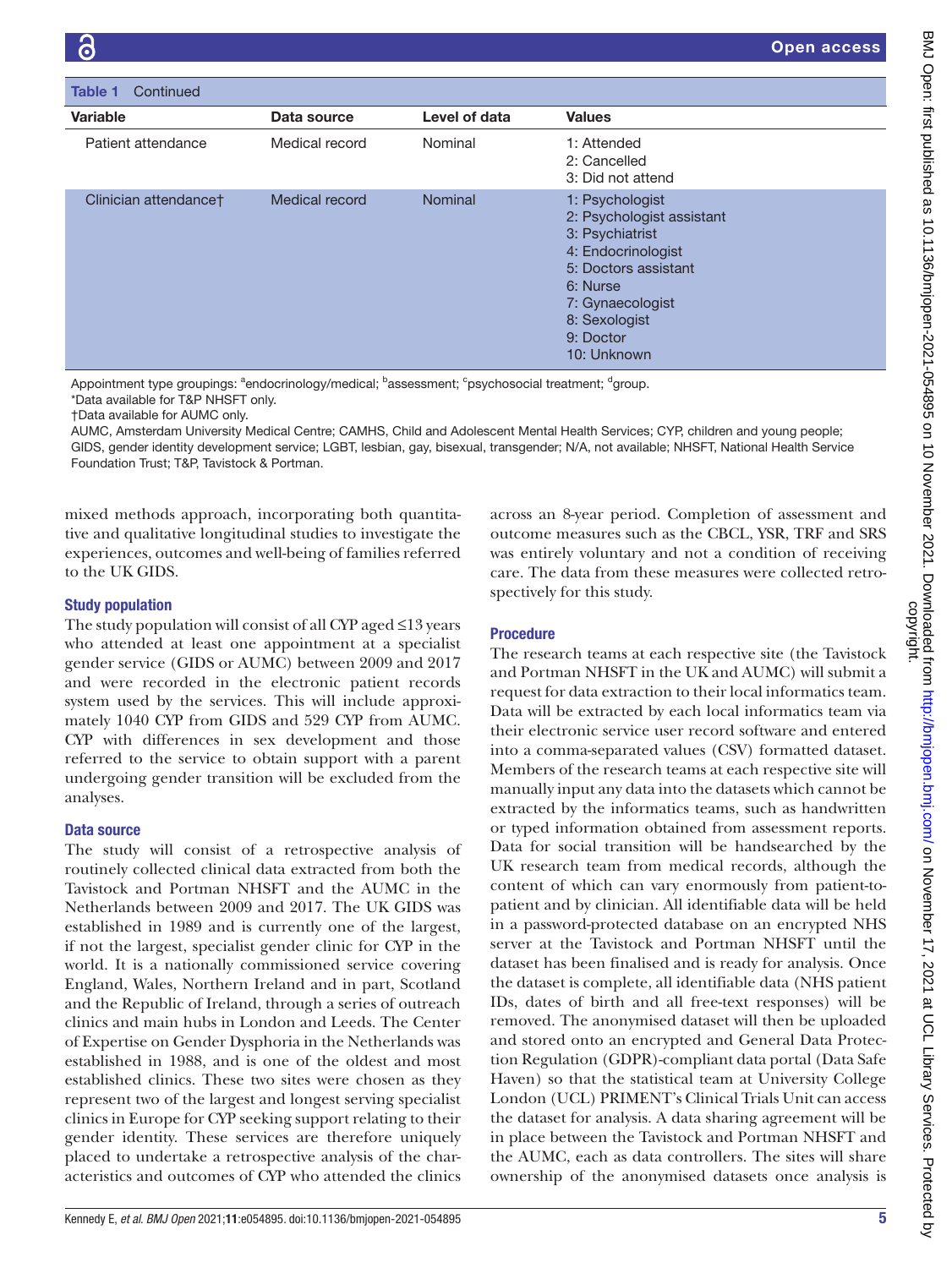**Table 1** Continued

| Variable | Data source | Level of data | Values |
|---|---|---|---|
| Patient attendance | Medical record | Nominal | 1: Attended<br>2: Cancelled<br>3: Did not attend |
| Clinician attendance† | Medical record | Nominal | 1: Psychologist<br>2: Psychologist assistant<br>3: Psychiatrist<br>4: Endocrinologist<br>5: Doctors assistant<br>6: Nurse<br>7: Gynaecologist<br>8: Sexologist<br>9: Doctor<br>10: Unknown |

Appointment type groupings: [a]endocrinology/medical; [b]assessment; [c]psychosocial treatment; [d]group.

*Data available for T&P NHSFT only.

†Data available for AUMC only.

AUMC, Amsterdam University Medical Centre; CAMHS, Child and Adolescent Mental Health Services; CYP, children and young people; GIDS, gender identity development service; LGBT, lesbian, gay, bisexual, transgender; N/A, not available; NHSFT, National Health Service Foundation Trust; T&P, Tavistock & Portman.

mixed methods approach, incorporating both quantitative and qualitative longitudinal studies to investigate the experiences, outcomes and well-being of families referred to the UK GIDS.

### Study population

The study population will consist of all CYP aged ≤13 years who attended at least one appointment at a specialist gender service (GIDS or AUMC) between 2009 and 2017 and were recorded in the electronic patient records system used by the services. This will include approximately 1040 CYP from GIDS and 529 CYP from AUMC. CYP with differences in sex development and those referred to the service to obtain support with a parent undergoing gender transition will be excluded from the analyses.

### Data source

The study will consist of a retrospective analysis of routinely collected clinical data extracted from both the Tavistock and Portman NHSFT and the AUMC in the Netherlands between 2009 and 2017. The UK GIDS was established in 1989 and is currently one of the largest, if not the largest, specialist gender clinic for CYP in the world. It is a nationally commissioned service covering England, Wales, Northern Ireland and in part, Scotland and the Republic of Ireland, through a series of outreach clinics and main hubs in London and Leeds. The Center of Expertise on Gender Dysphoria in the Netherlands was established in 1988, and is one of the oldest and most established clinics. These two sites were chosen as they represent two of the largest and longest serving specialist clinics in Europe for CYP seeking support relating to their gender identity. These services are therefore uniquely placed to undertake a retrospective analysis of the characteristics and outcomes of CYP who attended the clinics across an 8-year period. Completion of assessment and outcome measures such as the CBCL, YSR, TRF and SRS was entirely voluntary and not a condition of receiving care. The data from these measures were collected retrospectively for this study.

### Procedure

The research teams at each respective site (the Tavistock and Portman NHSFT in the UK and AUMC) will submit a request for data extraction to their local informatics team. Data will be extracted by each local informatics team via their electronic service user record software and entered into a comma-separated values (CSV) formatted dataset. Members of the research teams at each respective site will manually input any data into the datasets which cannot be extracted by the informatics teams, such as handwritten or typed information obtained from assessment reports. Data for social transition will be handsearched by the UK research team from medical records, although the content of which can vary enormously from patient-to-patient and by clinician. All identifiable data will be held in a password-protected database on an encrypted NHS server at the Tavistock and Portman NHSFT until the dataset has been finalised and is ready for analysis. Once the dataset is complete, all identifiable data (NHS patient IDs, dates of birth and all free-text responses) will be removed. The anonymised dataset will then be uploaded and stored onto an encrypted and General Data Protection Regulation (GDPR)-compliant data portal (Data Safe Haven) so that the statistical team at University College London (UCL) PRIMENT's Clinical Trials Unit can access the dataset for analysis. A data sharing agreement will be in place between the Tavistock and Portman NHSFT and the AUMC, each as data controllers. The sites will share ownership of the anonymised datasets once analysis is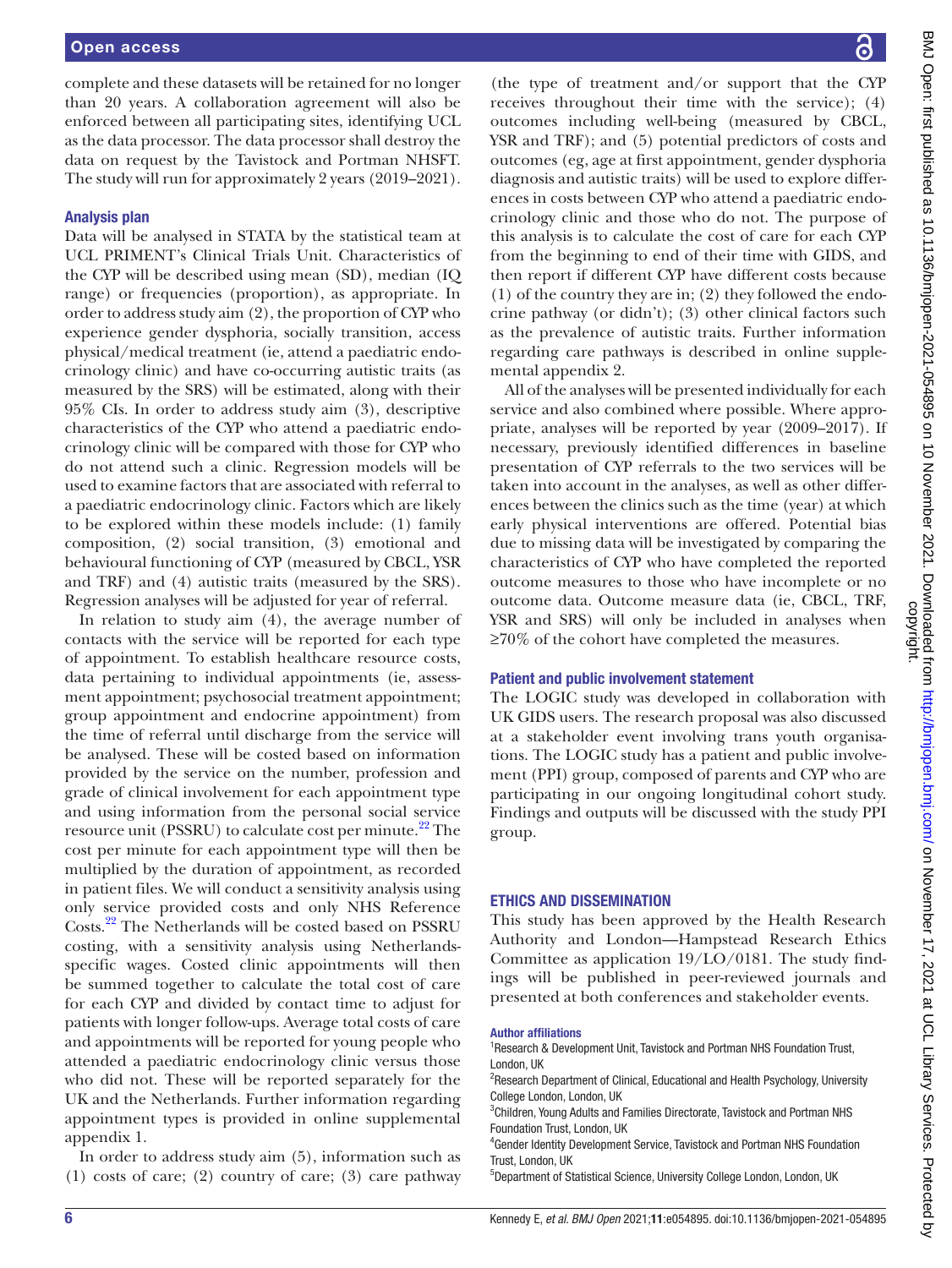complete and these datasets will be retained for no longer than 20 years. A collaboration agreement will also be enforced between all participating sites, identifying UCL as the data processor. The data processor shall destroy the data on request by the Tavistock and Portman NHSFT. The study will run for approximately 2 years (2019–2021).

### Analysis plan

Data will be analysed in STATA by the statistical team at UCL PRIMENT's Clinical Trials Unit. Characteristics of the CYP will be described using mean (SD), median (IQ range) or frequencies (proportion), as appropriate. In order to address study aim (2), the proportion of CYP who experience gender dysphoria, socially transition, access physical/medical treatment (ie, attend a paediatric endocrinology clinic) and have co-occurring autistic traits (as measured by the SRS) will be estimated, along with their 95% CIs. In order to address study aim (3), descriptive characteristics of the CYP who attend a paediatric endocrinology clinic will be compared with those for CYP who do not attend such a clinic. Regression models will be used to examine factors that are associated with referral to a paediatric endocrinology clinic. Factors which are likely to be explored within these models include: (1) family composition, (2) social transition, (3) emotional and behavioural functioning of CYP (measured by CBCL, YSR and TRF) and (4) autistic traits (measured by the SRS). Regression analyses will be adjusted for year of referral.

In relation to study aim (4), the average number of contacts with the service will be reported for each type of appointment. To establish healthcare resource costs, data pertaining to individual appointments (ie, assessment appointment; psychosocial treatment appointment; group appointment and endocrine appointment) from the time of referral until discharge from the service will be analysed. These will be costed based on information provided by the service on the number, profession and grade of clinical involvement for each appointment type and using information from the personal social service resource unit (PSSRU) to calculate cost per minute.[22] The cost per minute for each appointment type will then be multiplied by the duration of appointment, as recorded in patient files. We will conduct a sensitivity analysis using only service provided costs and only NHS Reference Costs.[22] The Netherlands will be costed based on PSSRU costing, with a sensitivity analysis using Netherlands-specific wages. Costed clinic appointments will then be summed together to calculate the total cost of care for each CYP and divided by contact time to adjust for patients with longer follow-ups. Average total costs of care and appointments will be reported for young people who attended a paediatric endocrinology clinic versus those who did not. These will be reported separately for the UK and the Netherlands. Further information regarding appointment types is provided in online supplemental appendix 1.

In order to address study aim (5), information such as (1) costs of care; (2) country of care; (3) care pathway (the type of treatment and/or support that the CYP receives throughout their time with the service); (4) outcomes including well-being (measured by CBCL, YSR and TRF); and (5) potential predictors of costs and outcomes (eg, age at first appointment, gender dysphoria diagnosis and autistic traits) will be used to explore differences in costs between CYP who attend a paediatric endocrinology clinic and those who do not. The purpose of this analysis is to calculate the cost of care for each CYP from the beginning to end of their time with GIDS, and then report if different CYP have different costs because (1) of the country they are in; (2) they followed the endocrine pathway (or didn't); (3) other clinical factors such as the prevalence of autistic traits. Further information regarding care pathways is described in online supplemental appendix 2.

All of the analyses will be presented individually for each service and also combined where possible. Where appropriate, analyses will be reported by year (2009–2017). If necessary, previously identified differences in baseline presentation of CYP referrals to the two services will be taken into account in the analyses, as well as other differences between the clinics such as the time (year) at which early physical interventions are offered. Potential bias due to missing data will be investigated by comparing the characteristics of CYP who have completed the reported outcome measures to those who have incomplete or no outcome data. Outcome measure data (ie, CBCL, TRF, YSR and SRS) will only be included in analyses when ≥70% of the cohort have completed the measures.

### Patient and public involvement statement

The LOGIC study was developed in collaboration with UK GIDS users. The research proposal was also discussed at a stakeholder event involving trans youth organisations. The LOGIC study has a patient and public involvement (PPI) group, composed of parents and CYP who are participating in our ongoing longitudinal cohort study. Findings and outputs will be discussed with the study PPI group.

## ETHICS AND DISSEMINATION

This study has been approved by the Health Research Authority and London—Hampstead Research Ethics Committee as application 19/LO/0181. The study findings will be published in peer-reviewed journals and presented at both conferences and stakeholder events.

**Author affiliations**

[1]Research & Development Unit, Tavistock and Portman NHS Foundation Trust, London, UK

[2]Research Department of Clinical, Educational and Health Psychology, University College London, London, UK

[3]Children, Young Adults and Families Directorate, Tavistock and Portman NHS Foundation Trust, London, UK

[4]Gender Identity Development Service, Tavistock and Portman NHS Foundation Trust, London, UK

[5]Department of Statistical Science, University College London, London, UK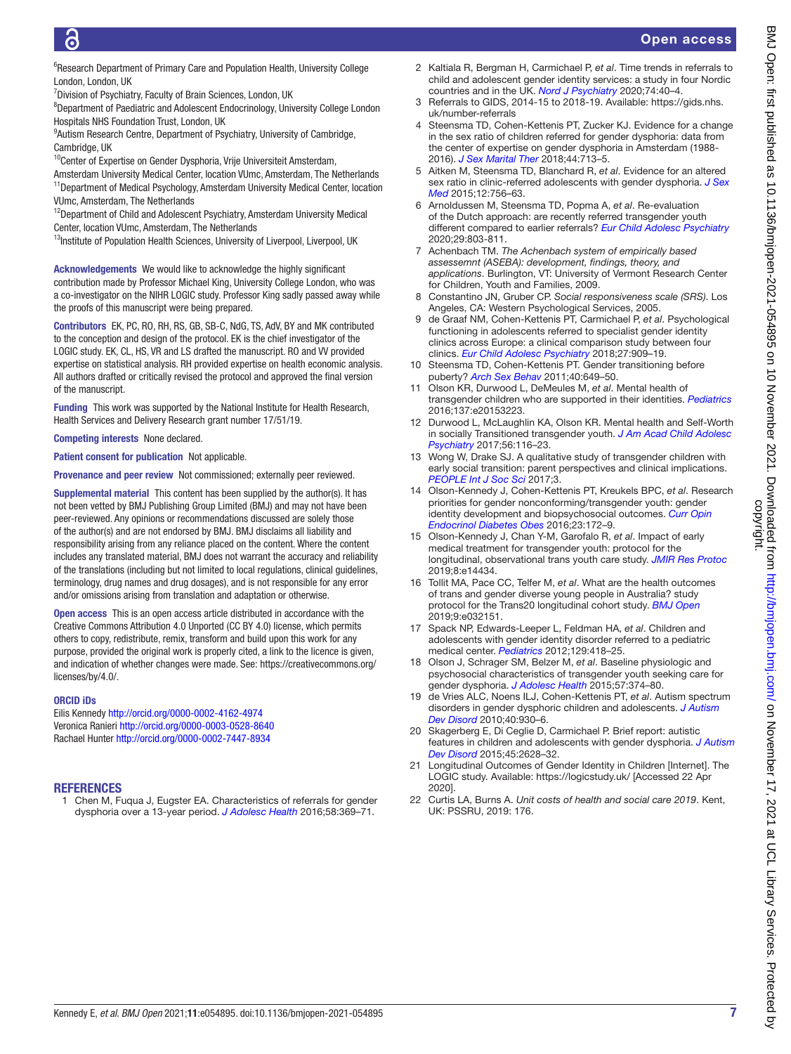[6]Research Department of Primary Care and Population Health, University College London, London, UK
[7]Division of Psychiatry, Faculty of Brain Sciences, London, UK
[8]Department of Paediatric and Adolescent Endocrinology, University College London Hospitals NHS Foundation Trust, London, UK
[9]Autism Research Centre, Department of Psychiatry, University of Cambridge, Cambridge, UK
[10]Center of Expertise on Gender Dysphoria, Vrije Universiteit Amsterdam, Amsterdam University Medical Center, location VUmc, Amsterdam, The Netherlands
[11]Department of Medical Psychology, Amsterdam University Medical Center, location VUmc, Amsterdam, The Netherlands
[12]Department of Child and Adolescent Psychiatry, Amsterdam University Medical Center, location VUmc, Amsterdam, The Netherlands
[13]Institute of Population Health Sciences, University of Liverpool, Liverpool, UK

**Acknowledgements** We would like to acknowledge the highly significant contribution made by Professor Michael King, University College London, who was a co-investigator on the NIHR LOGIC study. Professor King sadly passed away while the proofs of this manuscript were being prepared.

**Contributors** EK, PC, RO, RH, RS, GB, SB-C, NdG, TS, AdV, BY and MK contributed to the conception and design of the protocol. EK is the chief investigator of the LOGIC study. EK, CL, HS, VR and LS drafted the manuscript. RO and VV provided expertise on statistical analysis. RH provided expertise on health economic analysis. All authors drafted or critically revised the protocol and approved the final version of the manuscript.

**Funding** This work was supported by the National Institute for Health Research, Health Services and Delivery Research grant number 17/51/19.

**Competing interests** None declared.

**Patient consent for publication** Not applicable.

**Provenance and peer review** Not commissioned; externally peer reviewed.

**Supplemental material** This content has been supplied by the author(s). It has not been vetted by BMJ Publishing Group Limited (BMJ) and may not have been peer-reviewed. Any opinions or recommendations discussed are solely those of the author(s) and are not endorsed by BMJ. BMJ disclaims all liability and responsibility arising from any reliance placed on the content. Where the content includes any translated material, BMJ does not warrant the accuracy and reliability of the translations (including but not limited to local regulations, clinical guidelines, terminology, drug names and drug dosages), and is not responsible for any error and/or omissions arising from translation and adaptation or otherwise.

**Open access** This is an open access article distributed in accordance with the Creative Commons Attribution 4.0 Unported (CC BY 4.0) license, which permits others to copy, redistribute, remix, transform and build upon this work for any purpose, provided the original work is properly cited, a link to the licence is given, and indication of whether changes were made. See: https://creativecommons.org/licenses/by/4.0/.

**ORCID iDs**
Eilis Kennedy http://orcid.org/0000-0002-4162-4974
Veronica Ranieri http://orcid.org/0000-0003-0528-8640
Rachael Hunter http://orcid.org/0000-0002-7447-8934

## REFERENCES

1. Chen M, Fuqua J, Eugster EA. Characteristics of referrals for gender dysphoria over a 13-year period. *J Adolesc Health* 2016;58:369–71.
2. Kaltiala R, Bergman H, Carmichael P, *et al*. Time trends in referrals to child and adolescent gender identity services: a study in four Nordic countries and in the UK. *Nord J Psychiatry* 2020;74:40–4.
3. Referrals to GIDS, 2014-15 to 2018-19. Available: https://gids.nhs.uk/number-referrals
4. Steensma TD, Cohen-Kettenis PT, Zucker KJ. Evidence for a change in the sex ratio of children referred for gender dysphoria: data from the center of expertise on gender dysphoria in Amsterdam (1988-2016). *J Sex Marital Ther* 2018;44:713–5.
5. Aitken M, Steensma TD, Blanchard R, *et al*. Evidence for an altered sex ratio in clinic-referred adolescents with gender dysphoria. *J Sex Med* 2015;12:756–63.
6. Arnoldussen M, Steensma TD, Popma A, *et al*. Re-evaluation of the Dutch approach: are recently referred transgender youth different compared to earlier referrals? *Eur Child Adolesc Psychiatry* 2020;29:803-811.
7. Achenbach TM. *The Achenbach system of empirically based assessment (ASEBA): development, findings, theory, and applications*. Burlington, VT: University of Vermont Research Center for Children, Youth and Families, 2009.
8. Constantino JN, Gruber CP. *Social responsiveness scale (SRS)*. Los Angeles, CA: Western Psychological Services, 2005.
9. de Graaf NM, Cohen-Kettenis PT, Carmichael P, *et al*. Psychological functioning in adolescents referred to specialist gender identity clinics across Europe: a clinical comparison study between four clinics. *Eur Child Adolesc Psychiatry* 2018;27:909–19.
10. Steensma TD, Cohen-Kettenis PT. Gender transitioning before puberty? *Arch Sex Behav* 2011;40:649–50.
11. Olson KR, Durwood L, DeMeules M, *et al*. Mental health of transgender children who are supported in their identities. *Pediatrics* 2016;137:e20153223.
12. Durwood L, McLaughlin KA, Olson KR. Mental health and Self-Worth in socially Transitioned transgender youth. *J Am Acad Child Adolesc Psychiatry* 2017;56:116–23.
13. Wong W, Drake SJ. A qualitative study of transgender children with early social transition: parent perspectives and clinical implications. *PEOPLE Int J Soc Sci* 2017;3.
14. Olson-Kennedy J, Cohen-Kettenis PT, Kreukels BPC, *et al*. Research priorities for gender nonconforming/transgender youth: gender identity development and biopsychosocial outcomes. *Curr Opin Endocrinol Diabetes Obes* 2016;23:172–9.
15. Olson-Kennedy J, Chan Y-M, Garofalo R, *et al*. Impact of early medical treatment for transgender youth: protocol for the longitudinal, observational trans youth care study. *JMIR Res Protoc* 2019;8:e14434.
16. Tollit MA, Pace CC, Telfer M, *et al*. What are the health outcomes of trans and gender diverse young people in Australia? study protocol for the Trans20 longitudinal cohort study. *BMJ Open* 2019;9:e032151.
17. Spack NP, Edwards-Leeper L, Feldman HA, *et al*. Children and adolescents with gender identity disorder referred to a pediatric medical center. *Pediatrics* 2012;129:418–25.
18. Olson J, Schrager SM, Belzer M, *et al*. Baseline physiologic and psychosocial characteristics of transgender youth seeking care for gender dysphoria. *J Adolesc Health* 2015;57:374–80.
19. de Vries ALC, Noens ILJ, Cohen-Kettenis PT, *et al*. Autism spectrum disorders in gender dysphoric children and adolescents. *J Autism Dev Disord* 2010;40:930–6.
20. Skagerberg E, Di Ceglie D, Carmichael P. Brief report: autistic features in children and adolescents with gender dysphoria. *J Autism Dev Disord* 2015;45:2628–32.
21. Longitudinal Outcomes of Gender Identity in Children [Internet]. The LOGIC study. Available: https://logicstudy.uk/ [Accessed 22 Apr 2020].
22. Curtis LA, Burns A. *Unit costs of health and social care 2019*. Kent, UK: PSSRU, 2019: 176.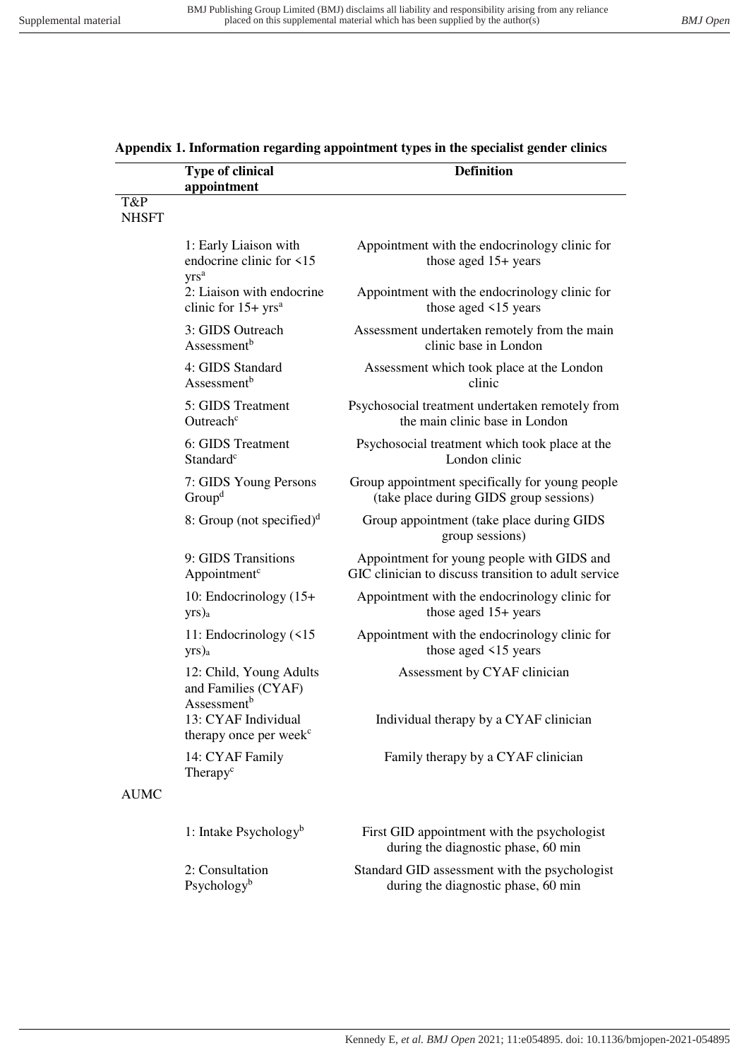**Appendix 1. Information regarding appointment types in the specialist gender clinics**

| | Type of clinical appointment | Definition |
|---|---|---|
| T&P NHSFT | | |
| | 1: Early Liaison with endocrine clinic for <15 yrs[a] | Appointment with the endocrinology clinic for those aged 15+ years |
| | 2: Liaison with endocrine clinic for 15+ yrs[a] | Appointment with the endocrinology clinic for those aged <15 years |
| | 3: GIDS Outreach Assessment[b] | Assessment undertaken remotely from the main clinic base in London |
| | 4: GIDS Standard Assessment[b] | Assessment which took place at the London clinic |
| | 5: GIDS Treatment Outreach[c] | Psychosocial treatment undertaken remotely from the main clinic base in London |
| | 6: GIDS Treatment Standard[c] | Psychosocial treatment which took place at the London clinic |
| | 7: GIDS Young Persons Group[d] | Group appointment specifically for young people (take place during GIDS group sessions) |
| | 8: Group (not specified)[d] | Group appointment (take place during GIDS group sessions) |
| | 9: GIDS Transitions Appointment[c] | Appointment for young people with GIDS and GIC clinician to discuss transition to adult service |
| | 10: Endocrinology (15+ yrs)[a] | Appointment with the endocrinology clinic for those aged 15+ years |
| | 11: Endocrinology (<15 yrs)[a] | Appointment with the endocrinology clinic for those aged <15 years |
| | 12: Child, Young Adults and Families (CYAF) Assessment[b] | Assessment by CYAF clinician |
| | 13: CYAF Individual therapy once per week[c] | Individual therapy by a CYAF clinician |
| | 14: CYAF Family Therapy[c] | Family therapy by a CYAF clinician |
| AUMC | | |
| | 1: Intake Psychology[b] | First GID appointment with the psychologist during the diagnostic phase, 60 min |
| | 2: Consultation Psychology[b] | Standard GID assessment with the psychologist during the diagnostic phase, 60 min |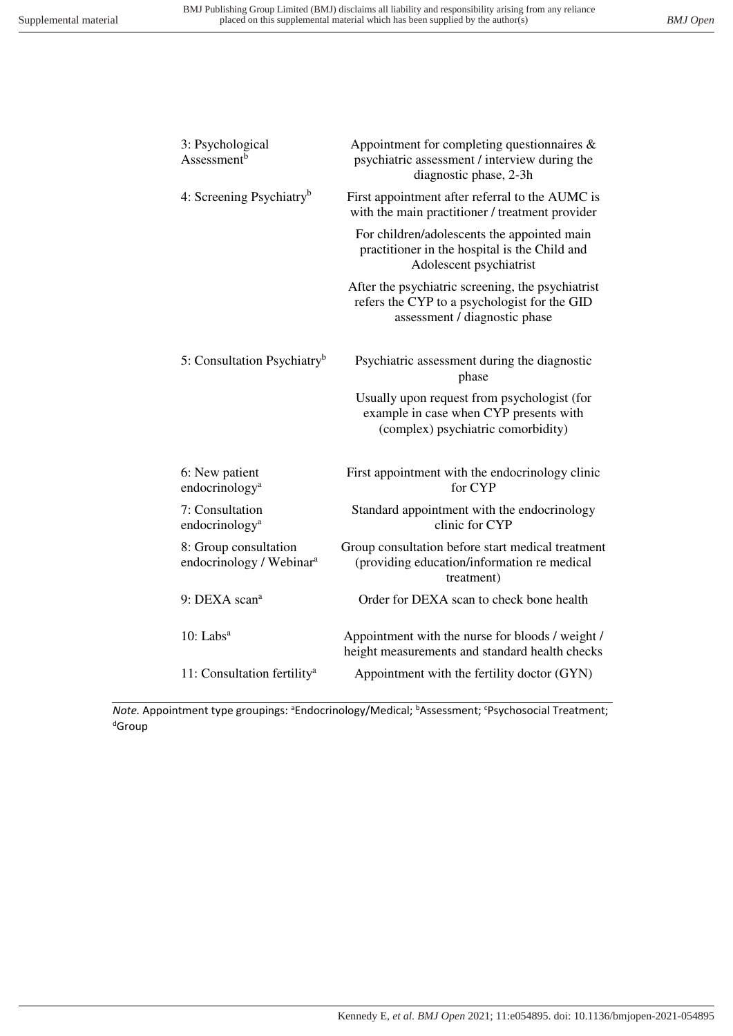| | |
|---|---|
| 3: Psychological Assessment[b] | Appointment for completing questionnaires & psychiatric assessment / interview during the diagnostic phase, 2-3h |
| 4: Screening Psychiatry[b] | First appointment after referral to the AUMC is with the main practitioner / treatment provider<br>For children/adolescents the appointed main practitioner in the hospital is the Child and Adolescent psychiatrist<br>After the psychiatric screening, the psychiatrist refers the CYP to a psychologist for the GID assessment / diagnostic phase |
| 5: Consultation Psychiatry[b] | Psychiatric assessment during the diagnostic phase<br>Usually upon request from psychologist (for example in case when CYP presents with (complex) psychiatric comorbidity) |
| 6: New patient endocrinology[a] | First appointment with the endocrinology clinic for CYP |
| 7: Consultation endocrinology[a] | Standard appointment with the endocrinology clinic for CYP |
| 8: Group consultation endocrinology / Webinar[a] | Group consultation before start medical treatment (providing education/information re medical treatment) |
| 9: DEXA scan[a] | Order for DEXA scan to check bone health |
| 10: Labs[a] | Appointment with the nurse for bloods / weight / height measurements and standard health checks |
| 11: Consultation fertility[a] | Appointment with the fertility doctor (GYN) |

*Note.* Appointment type groupings: [a]Endocrinology/Medical; [b]Assessment; [c]Psychosocial Treatment; [d]Group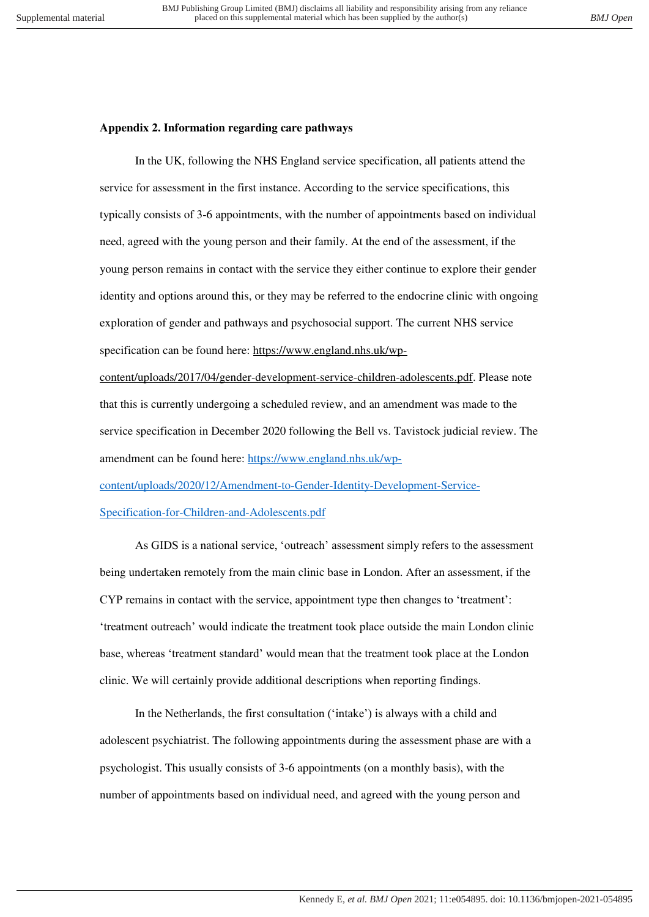**Appendix 2. Information regarding care pathways**

In the UK, following the NHS England service specification, all patients attend the service for assessment in the first instance. According to the service specifications, this typically consists of 3-6 appointments, with the number of appointments based on individual need, agreed with the young person and their family. At the end of the assessment, if the young person remains in contact with the service they either continue to explore their gender identity and options around this, or they may be referred to the endocrine clinic with ongoing exploration of gender and pathways and psychosocial support. The current NHS service specification can be found here: https://www.england.nhs.uk/wp-content/uploads/2017/04/gender-development-service-children-adolescents.pdf. Please note that this is currently undergoing a scheduled review, and an amendment was made to the service specification in December 2020 following the Bell vs. Tavistock judicial review. The amendment can be found here: https://www.england.nhs.uk/wp-content/uploads/2020/12/Amendment-to-Gender-Identity-Development-Service-Specification-for-Children-and-Adolescents.pdf

As GIDS is a national service, 'outreach' assessment simply refers to the assessment being undertaken remotely from the main clinic base in London. After an assessment, if the CYP remains in contact with the service, appointment type then changes to 'treatment': 'treatment outreach' would indicate the treatment took place outside the main London clinic base, whereas 'treatment standard' would mean that the treatment took place at the London clinic. We will certainly provide additional descriptions when reporting findings.

In the Netherlands, the first consultation ('intake') is always with a child and adolescent psychiatrist. The following appointments during the assessment phase are with a psychologist. This usually consists of 3-6 appointments (on a monthly basis), with the number of appointments based on individual need, and agreed with the young person and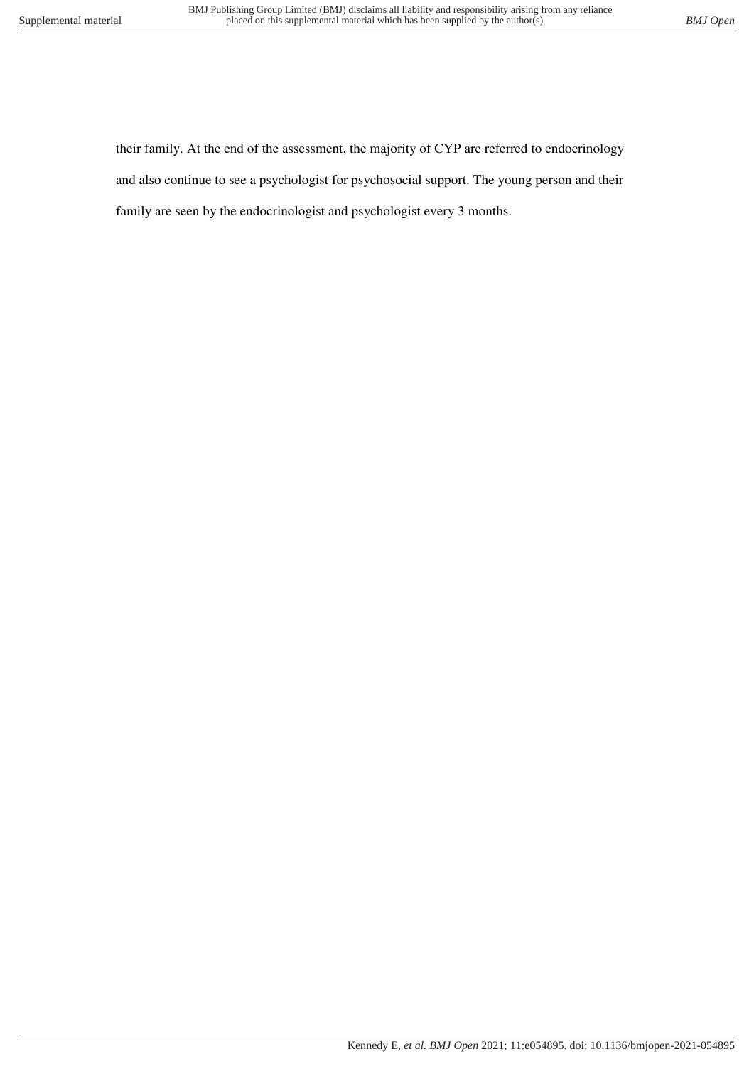their family. At the end of the assessment, the majority of CYP are referred to endocrinology and also continue to see a psychologist for psychosocial support. The young person and their family are seen by the endocrinologist and psychologist every 3 months.